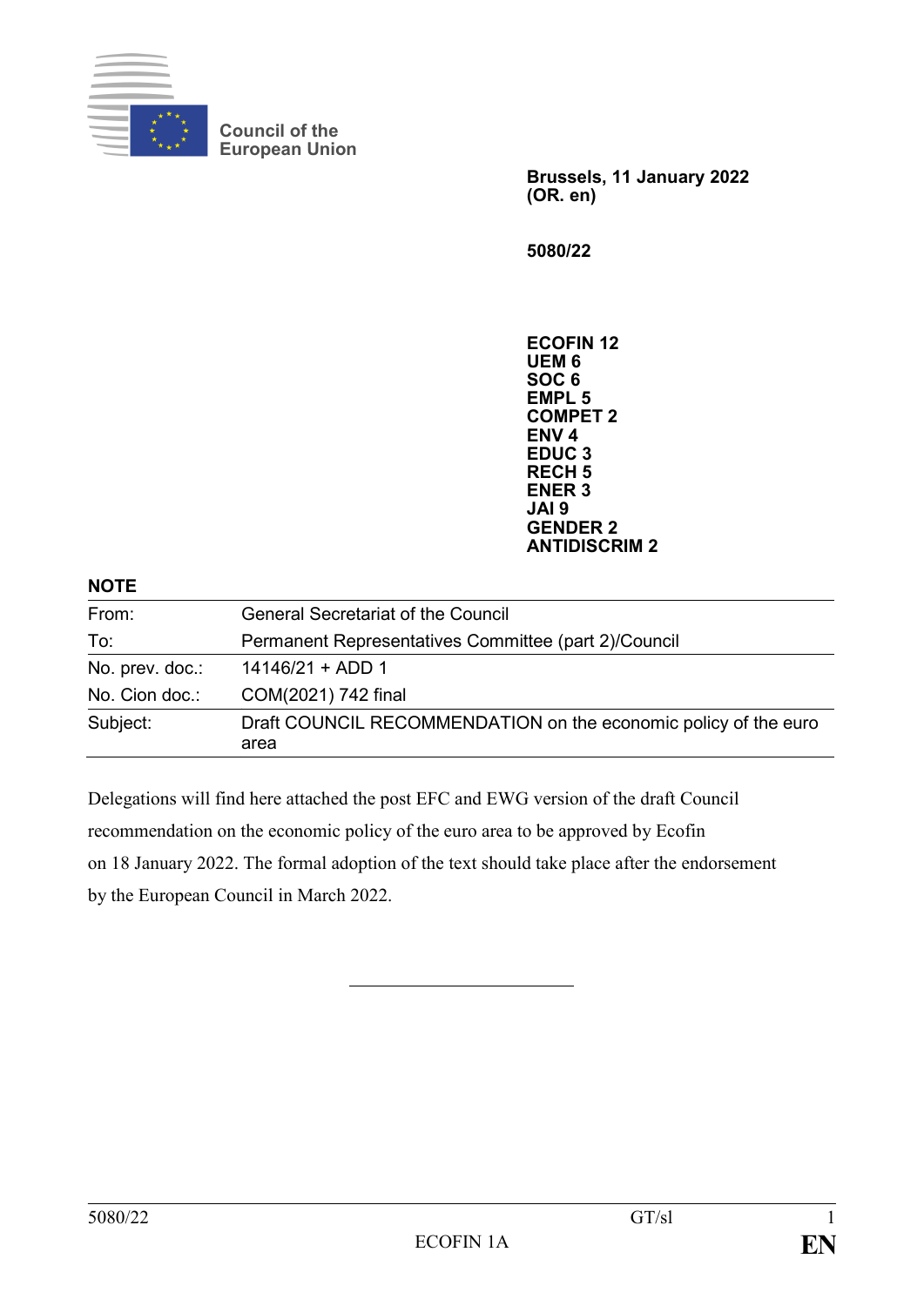Council of the
European Union

**Brussels, 11 January 2022**
**(OR. en)**

**5080/22**

**ECOFIN 12**
**UEM 6**
**SOC 6**
**EMPL 5**
**COMPET 2**
**ENV 4**
**EDUC 3**
**RECH 5**
**ENER 3**
**JAI 9**
**GENDER 2**
**ANTIDISCRIM 2**

**NOTE**

| | |
|---|---|
| From: | General Secretariat of the Council |
| To: | Permanent Representatives Committee (part 2)/Council |
| No. prev. doc.: | 14146/21 + ADD 1 |
| No. Cion doc.: | COM(2021) 742 final |
| Subject: | Draft COUNCIL RECOMMENDATION on the economic policy of the euro area |

Delegations will find here attached the post EFC and EWG version of the draft Council recommendation on the economic policy of the euro area to be approved by Ecofin on 18 January 2022. The formal adoption of the text should take place after the endorsement by the European Council in March 2022.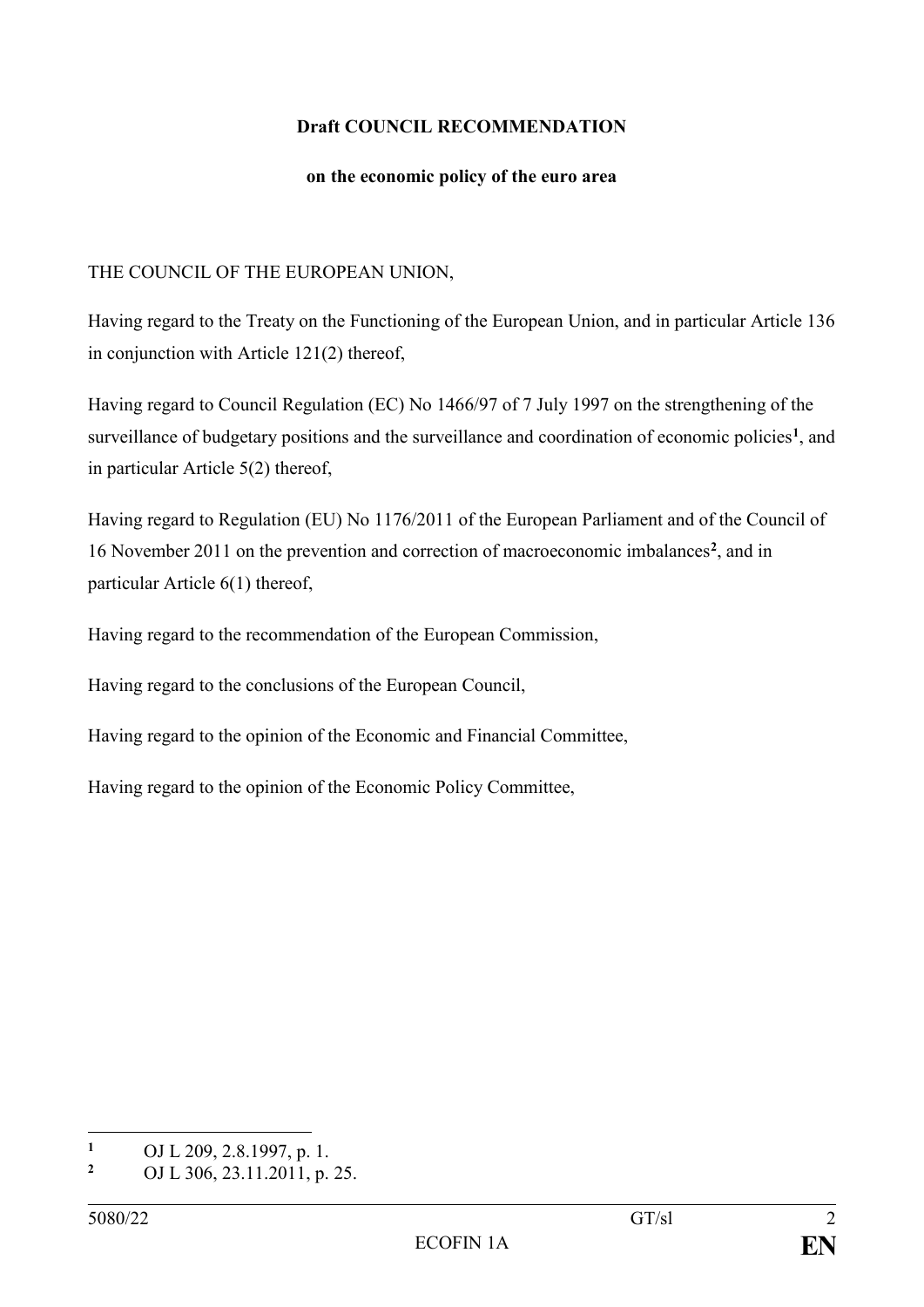**Draft COUNCIL RECOMMENDATION**

**on the economic policy of the euro area**

THE COUNCIL OF THE EUROPEAN UNION,

Having regard to the Treaty on the Functioning of the European Union, and in particular Article 136 in conjunction with Article 121(2) thereof,

Having regard to Council Regulation (EC) No 1466/97 of 7 July 1997 on the strengthening of the surveillance of budgetary positions and the surveillance and coordination of economic policies[1], and in particular Article 5(2) thereof,

Having regard to Regulation (EU) No 1176/2011 of the European Parliament and of the Council of 16 November 2011 on the prevention and correction of macroeconomic imbalances[2], and in particular Article 6(1) thereof,

Having regard to the recommendation of the European Commission,

Having regard to the conclusions of the European Council,

Having regard to the opinion of the Economic and Financial Committee,

Having regard to the opinion of the Economic Policy Committee,

---

[1] OJ L 209, 2.8.1997, p. 1.

[2] OJ L 306, 23.11.2011, p. 25.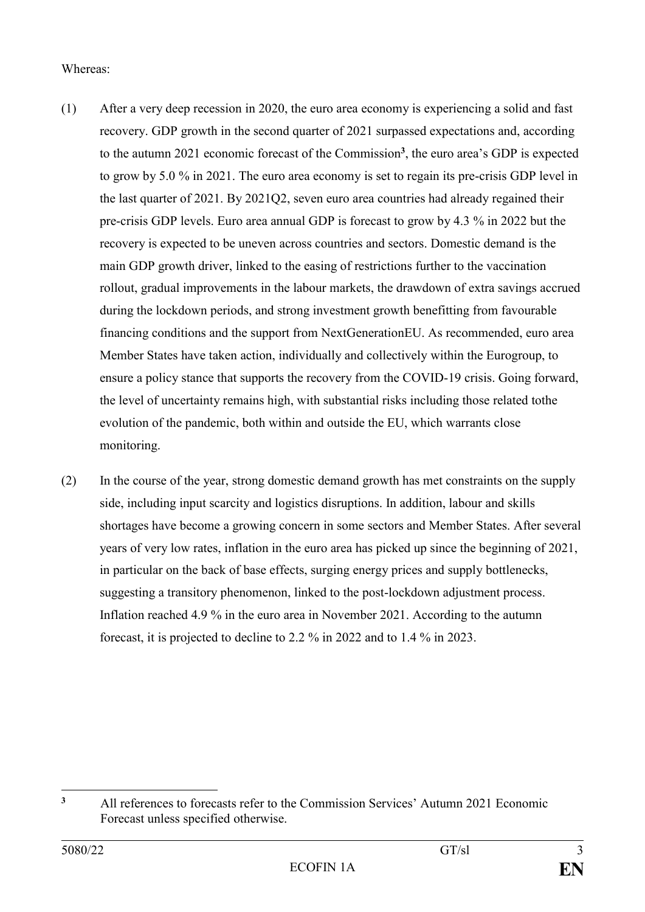Whereas:

(1) After a very deep recession in 2020, the euro area economy is experiencing a solid and fast recovery. GDP growth in the second quarter of 2021 surpassed expectations and, according to the autumn 2021 economic forecast of the Commission[3], the euro area's GDP is expected to grow by 5.0 % in 2021. The euro area economy is set to regain its pre-crisis GDP level in the last quarter of 2021. By 2021Q2, seven euro area countries had already regained their pre-crisis GDP levels. Euro area annual GDP is forecast to grow by 4.3 % in 2022 but the recovery is expected to be uneven across countries and sectors. Domestic demand is the main GDP growth driver, linked to the easing of restrictions further to the vaccination rollout, gradual improvements in the labour markets, the drawdown of extra savings accrued during the lockdown periods, and strong investment growth benefitting from favourable financing conditions and the support from NextGenerationEU. As recommended, euro area Member States have taken action, individually and collectively within the Eurogroup, to ensure a policy stance that supports the recovery from the COVID-19 crisis. Going forward, the level of uncertainty remains high, with substantial risks including those related tothe evolution of the pandemic, both within and outside the EU, which warrants close monitoring.

(2) In the course of the year, strong domestic demand growth has met constraints on the supply side, including input scarcity and logistics disruptions. In addition, labour and skills shortages have become a growing concern in some sectors and Member States. After several years of very low rates, inflation in the euro area has picked up since the beginning of 2021, in particular on the back of base effects, surging energy prices and supply bottlenecks, suggesting a transitory phenomenon, linked to the post-lockdown adjustment process. Inflation reached 4.9 % in the euro area in November 2021. According to the autumn forecast, it is projected to decline to 2.2 % in 2022 and to 1.4 % in 2023.

---

[3] All references to forecasts refer to the Commission Services' Autumn 2021 Economic Forecast unless specified otherwise.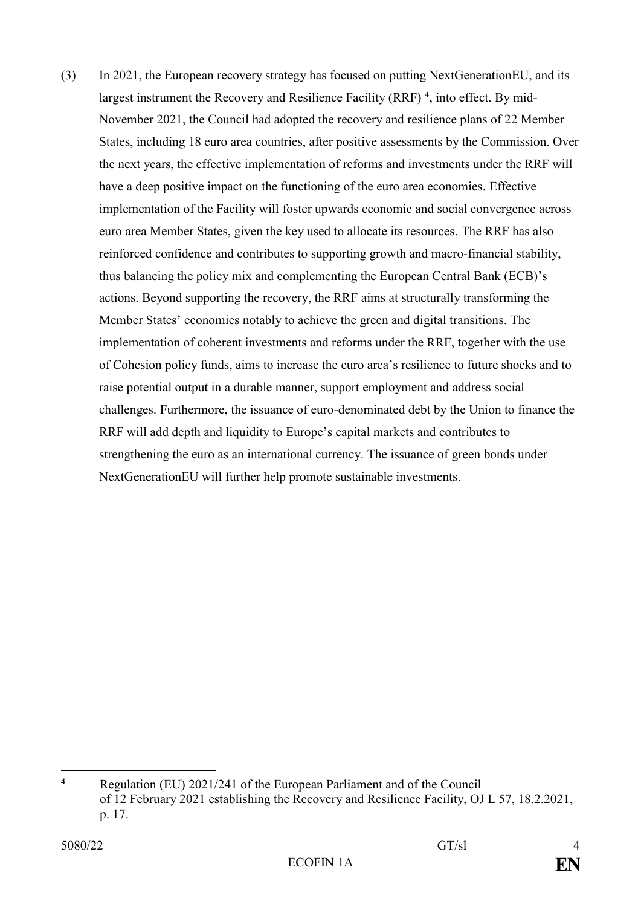(3) In 2021, the European recovery strategy has focused on putting NextGenerationEU, and its largest instrument the Recovery and Resilience Facility (RRF) [4], into effect. By mid-November 2021, the Council had adopted the recovery and resilience plans of 22 Member States, including 18 euro area countries, after positive assessments by the Commission. Over the next years, the effective implementation of reforms and investments under the RRF will have a deep positive impact on the functioning of the euro area economies. Effective implementation of the Facility will foster upwards economic and social convergence across euro area Member States, given the key used to allocate its resources. The RRF has also reinforced confidence and contributes to supporting growth and macro-financial stability, thus balancing the policy mix and complementing the European Central Bank (ECB)'s actions. Beyond supporting the recovery, the RRF aims at structurally transforming the Member States' economies notably to achieve the green and digital transitions. The implementation of coherent investments and reforms under the RRF, together with the use of Cohesion policy funds, aims to increase the euro area's resilience to future shocks and to raise potential output in a durable manner, support employment and address social challenges. Furthermore, the issuance of euro-denominated debt by the Union to finance the RRF will add depth and liquidity to Europe's capital markets and contributes to strengthening the euro as an international currency. The issuance of green bonds under NextGenerationEU will further help promote sustainable investments.

---

[4] Regulation (EU) 2021/241 of the European Parliament and of the Council of 12 February 2021 establishing the Recovery and Resilience Facility, OJ L 57, 18.2.2021, p. 17.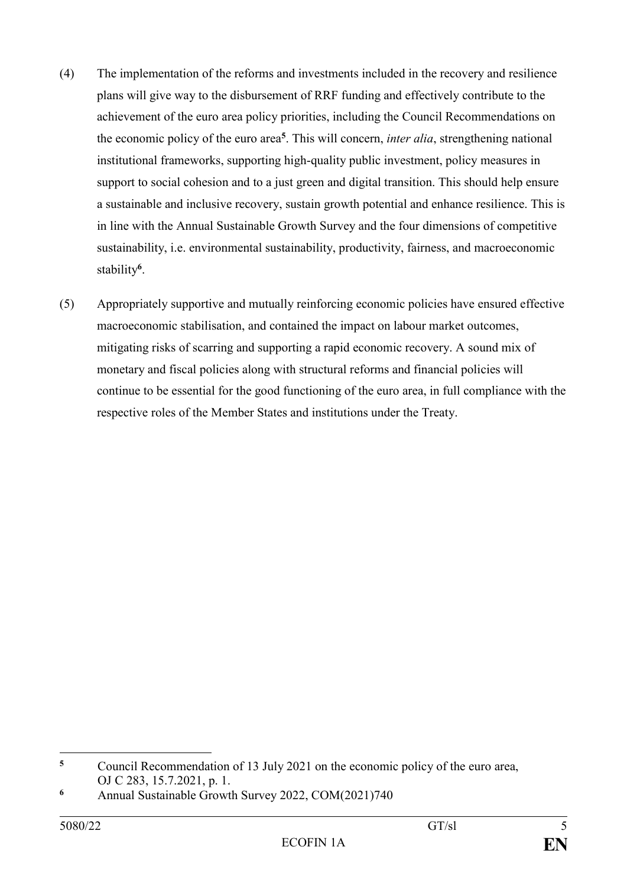(4) The implementation of the reforms and investments included in the recovery and resilience plans will give way to the disbursement of RRF funding and effectively contribute to the achievement of the euro area policy priorities, including the Council Recommendations on the economic policy of the euro area[5]. This will concern, *inter alia*, strengthening national institutional frameworks, supporting high-quality public investment, policy measures in support to social cohesion and to a just green and digital transition. This should help ensure a sustainable and inclusive recovery, sustain growth potential and enhance resilience. This is in line with the Annual Sustainable Growth Survey and the four dimensions of competitive sustainability, i.e. environmental sustainability, productivity, fairness, and macroeconomic stability[6].

(5) Appropriately supportive and mutually reinforcing economic policies have ensured effective macroeconomic stabilisation, and contained the impact on labour market outcomes, mitigating risks of scarring and supporting a rapid economic recovery. A sound mix of monetary and fiscal policies along with structural reforms and financial policies will continue to be essential for the good functioning of the euro area, in full compliance with the respective roles of the Member States and institutions under the Treaty.

---

[5] Council Recommendation of 13 July 2021 on the economic policy of the euro area, OJ C 283, 15.7.2021, p. 1.

[6] Annual Sustainable Growth Survey 2022, COM(2021)740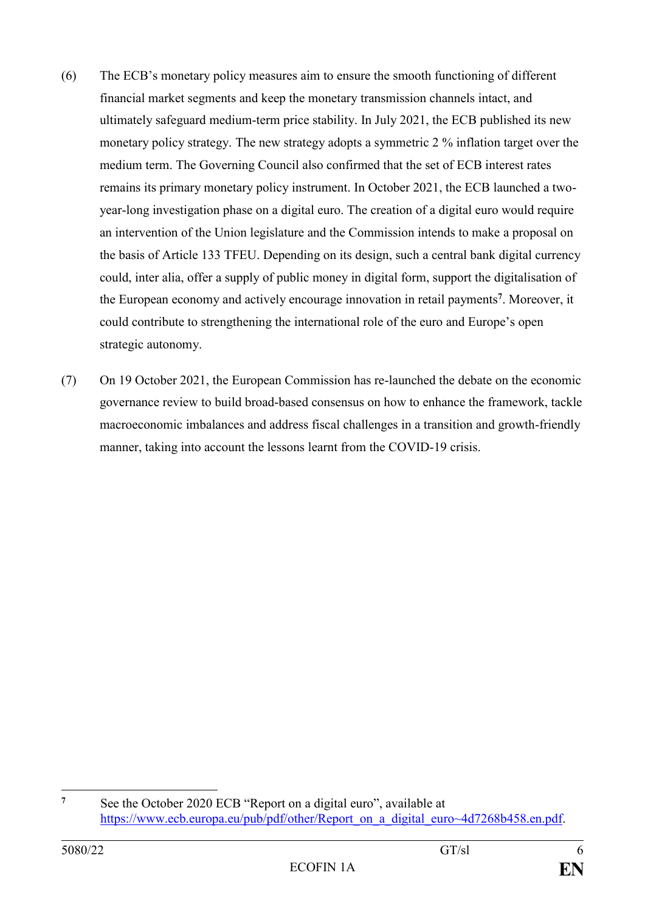(6) The ECB's monetary policy measures aim to ensure the smooth functioning of different financial market segments and keep the monetary transmission channels intact, and ultimately safeguard medium-term price stability. In July 2021, the ECB published its new monetary policy strategy. The new strategy adopts a symmetric 2 % inflation target over the medium term. The Governing Council also confirmed that the set of ECB interest rates remains its primary monetary policy instrument. In October 2021, the ECB launched a two-year-long investigation phase on a digital euro. The creation of a digital euro would require an intervention of the Union legislature and the Commission intends to make a proposal on the basis of Article 133 TFEU. Depending on its design, such a central bank digital currency could, inter alia, offer a supply of public money in digital form, support the digitalisation of the European economy and actively encourage innovation in retail payments[7]. Moreover, it could contribute to strengthening the international role of the euro and Europe's open strategic autonomy.

(7) On 19 October 2021, the European Commission has re-launched the debate on the economic governance review to build broad-based consensus on how to enhance the framework, tackle macroeconomic imbalances and address fiscal challenges in a transition and growth-friendly manner, taking into account the lessons learnt from the COVID-19 crisis.

---

[7] See the October 2020 ECB "Report on a digital euro", available at https://www.ecb.europa.eu/pub/pdf/other/Report_on_a_digital_euro~4d7268b458.en.pdf.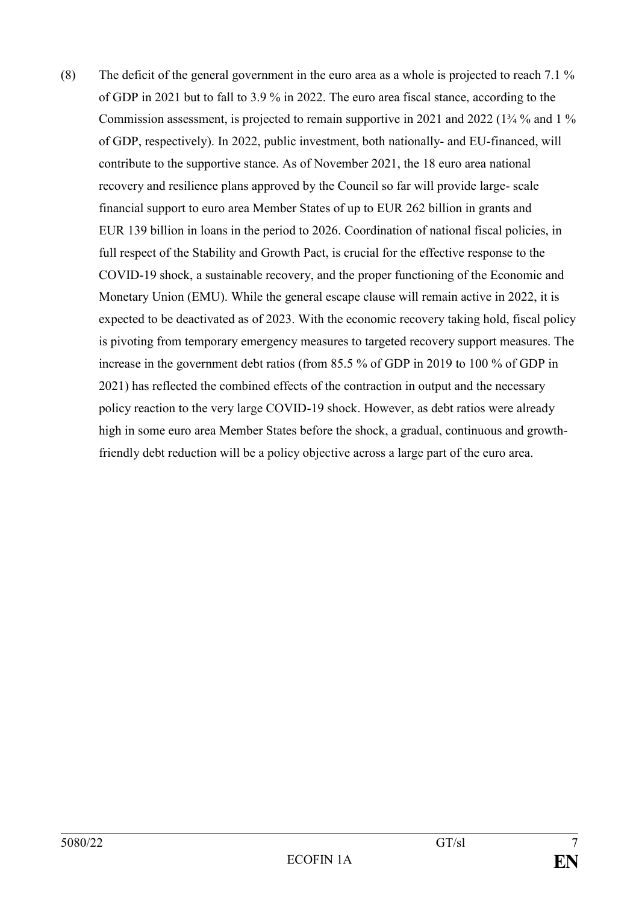(8) The deficit of the general government in the euro area as a whole is projected to reach 7.1 % of GDP in 2021 but to fall to 3.9 % in 2022. The euro area fiscal stance, according to the Commission assessment, is projected to remain supportive in 2021 and 2022 (1¾ % and 1 % of GDP, respectively). In 2022, public investment, both nationally- and EU-financed, will contribute to the supportive stance. As of November 2021, the 18 euro area national recovery and resilience plans approved by the Council so far will provide large- scale financial support to euro area Member States of up to EUR 262 billion in grants and EUR 139 billion in loans in the period to 2026. Coordination of national fiscal policies, in full respect of the Stability and Growth Pact, is crucial for the effective response to the COVID-19 shock, a sustainable recovery, and the proper functioning of the Economic and Monetary Union (EMU). While the general escape clause will remain active in 2022, it is expected to be deactivated as of 2023. With the economic recovery taking hold, fiscal policy is pivoting from temporary emergency measures to targeted recovery support measures. The increase in the government debt ratios (from 85.5 % of GDP in 2019 to 100 % of GDP in 2021) has reflected the combined effects of the contraction in output and the necessary policy reaction to the very large COVID-19 shock. However, as debt ratios were already high in some euro area Member States before the shock, a gradual, continuous and growth-friendly debt reduction will be a policy objective across a large part of the euro area.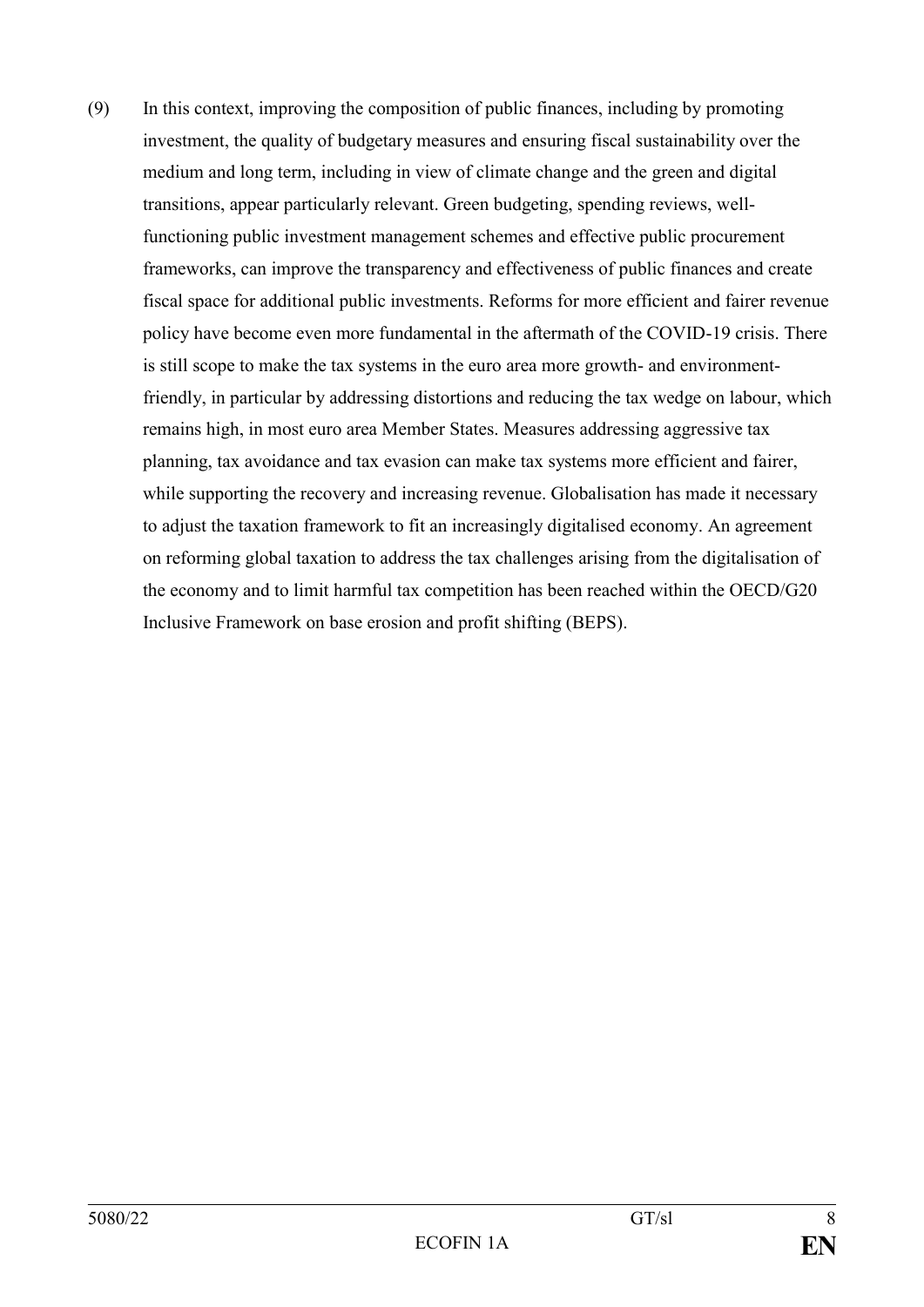(9) In this context, improving the composition of public finances, including by promoting investment, the quality of budgetary measures and ensuring fiscal sustainability over the medium and long term, including in view of climate change and the green and digital transitions, appear particularly relevant. Green budgeting, spending reviews, well-functioning public investment management schemes and effective public procurement frameworks, can improve the transparency and effectiveness of public finances and create fiscal space for additional public investments. Reforms for more efficient and fairer revenue policy have become even more fundamental in the aftermath of the COVID-19 crisis. There is still scope to make the tax systems in the euro area more growth- and environment-friendly, in particular by addressing distortions and reducing the tax wedge on labour, which remains high, in most euro area Member States. Measures addressing aggressive tax planning, tax avoidance and tax evasion can make tax systems more efficient and fairer, while supporting the recovery and increasing revenue. Globalisation has made it necessary to adjust the taxation framework to fit an increasingly digitalised economy. An agreement on reforming global taxation to address the tax challenges arising from the digitalisation of the economy and to limit harmful tax competition has been reached within the OECD/G20 Inclusive Framework on base erosion and profit shifting (BEPS).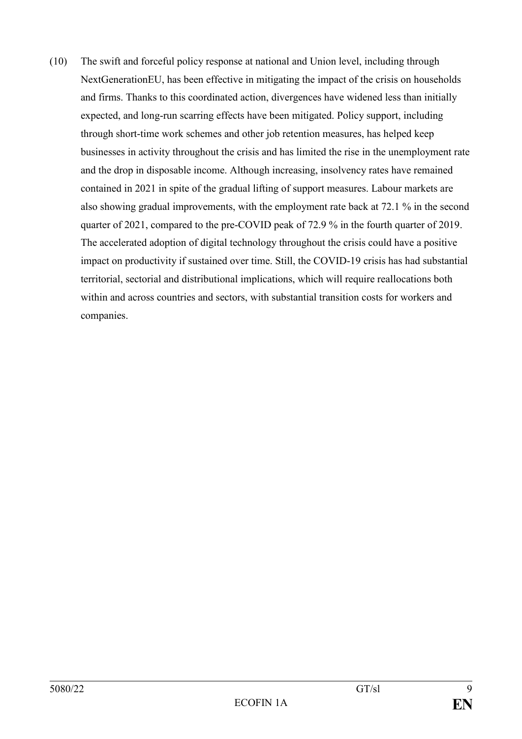(10) The swift and forceful policy response at national and Union level, including through NextGenerationEU, has been effective in mitigating the impact of the crisis on households and firms. Thanks to this coordinated action, divergences have widened less than initially expected, and long-run scarring effects have been mitigated. Policy support, including through short-time work schemes and other job retention measures, has helped keep businesses in activity throughout the crisis and has limited the rise in the unemployment rate and the drop in disposable income. Although increasing, insolvency rates have remained contained in 2021 in spite of the gradual lifting of support measures. Labour markets are also showing gradual improvements, with the employment rate back at 72.1 % in the second quarter of 2021, compared to the pre-COVID peak of 72.9 % in the fourth quarter of 2019. The accelerated adoption of digital technology throughout the crisis could have a positive impact on productivity if sustained over time. Still, the COVID-19 crisis has had substantial territorial, sectorial and distributional implications, which will require reallocations both within and across countries and sectors, with substantial transition costs for workers and companies.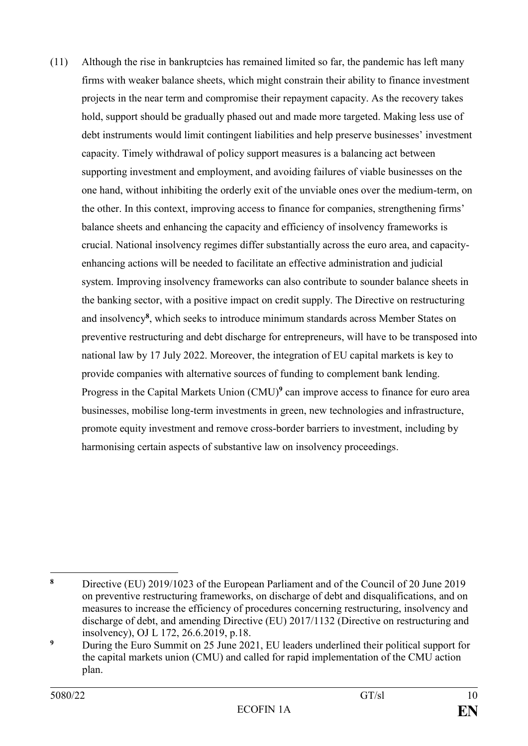(11) Although the rise in bankruptcies has remained limited so far, the pandemic has left many firms with weaker balance sheets, which might constrain their ability to finance investment projects in the near term and compromise their repayment capacity. As the recovery takes hold, support should be gradually phased out and made more targeted. Making less use of debt instruments would limit contingent liabilities and help preserve businesses' investment capacity. Timely withdrawal of policy support measures is a balancing act between supporting investment and employment, and avoiding failures of viable businesses on the one hand, without inhibiting the orderly exit of the unviable ones over the medium-term, on the other. In this context, improving access to finance for companies, strengthening firms' balance sheets and enhancing the capacity and efficiency of insolvency frameworks is crucial. National insolvency regimes differ substantially across the euro area, and capacity-enhancing actions will be needed to facilitate an effective administration and judicial system. Improving insolvency frameworks can also contribute to sounder balance sheets in the banking sector, with a positive impact on credit supply. The Directive on restructuring and insolvency[8], which seeks to introduce minimum standards across Member States on preventive restructuring and debt discharge for entrepreneurs, will have to be transposed into national law by 17 July 2022. Moreover, the integration of EU capital markets is key to provide companies with alternative sources of funding to complement bank lending. Progress in the Capital Markets Union (CMU)[9] can improve access to finance for euro area businesses, mobilise long-term investments in green, new technologies and infrastructure, promote equity investment and remove cross-border barriers to investment, including by harmonising certain aspects of substantive law on insolvency proceedings.

---

[8] Directive (EU) 2019/1023 of the European Parliament and of the Council of 20 June 2019 on preventive restructuring frameworks, on discharge of debt and disqualifications, and on measures to increase the efficiency of procedures concerning restructuring, insolvency and discharge of debt, and amending Directive (EU) 2017/1132 (Directive on restructuring and insolvency), OJ L 172, 26.6.2019, p.18.

[9] During the Euro Summit on 25 June 2021, EU leaders underlined their political support for the capital markets union (CMU) and called for rapid implementation of the CMU action plan.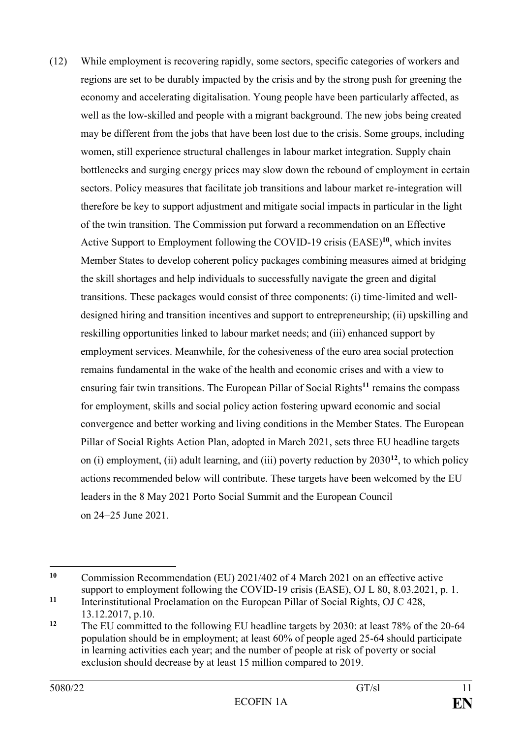(12) While employment is recovering rapidly, some sectors, specific categories of workers and regions are set to be durably impacted by the crisis and by the strong push for greening the economy and accelerating digitalisation. Young people have been particularly affected, as well as the low-skilled and people with a migrant background. The new jobs being created may be different from the jobs that have been lost due to the crisis. Some groups, including women, still experience structural challenges in labour market integration. Supply chain bottlenecks and surging energy prices may slow down the rebound of employment in certain sectors. Policy measures that facilitate job transitions and labour market re-integration will therefore be key to support adjustment and mitigate social impacts in particular in the light of the twin transition. The Commission put forward a recommendation on an Effective Active Support to Employment following the COVID-19 crisis (EASE)[10], which invites Member States to develop coherent policy packages combining measures aimed at bridging the skill shortages and help individuals to successfully navigate the green and digital transitions. These packages would consist of three components: (i) time-limited and well-designed hiring and transition incentives and support to entrepreneurship; (ii) upskilling and reskilling opportunities linked to labour market needs; and (iii) enhanced support by employment services. Meanwhile, for the cohesiveness of the euro area social protection remains fundamental in the wake of the health and economic crises and with a view to ensuring fair twin transitions. The European Pillar of Social Rights[11] remains the compass for employment, skills and social policy action fostering upward economic and social convergence and better working and living conditions in the Member States. The European Pillar of Social Rights Action Plan, adopted in March 2021, sets three EU headline targets on (i) employment, (ii) adult learning, and (iii) poverty reduction by 2030[12], to which policy actions recommended below will contribute. These targets have been welcomed by the EU leaders in the 8 May 2021 Porto Social Summit and the European Council on 24‒25 June 2021.

---

[10] Commission Recommendation (EU) 2021/402 of 4 March 2021 on an effective active support to employment following the COVID-19 crisis (EASE), OJ L 80, 8.03.2021, p. 1.

[11] Interinstitutional Proclamation on the European Pillar of Social Rights, OJ C 428, 13.12.2017, p.10.

[12] The EU committed to the following EU headline targets by 2030: at least 78% of the 20-64 population should be in employment; at least 60% of people aged 25-64 should participate in learning activities each year; and the number of people at risk of poverty or social exclusion should decrease by at least 15 million compared to 2019.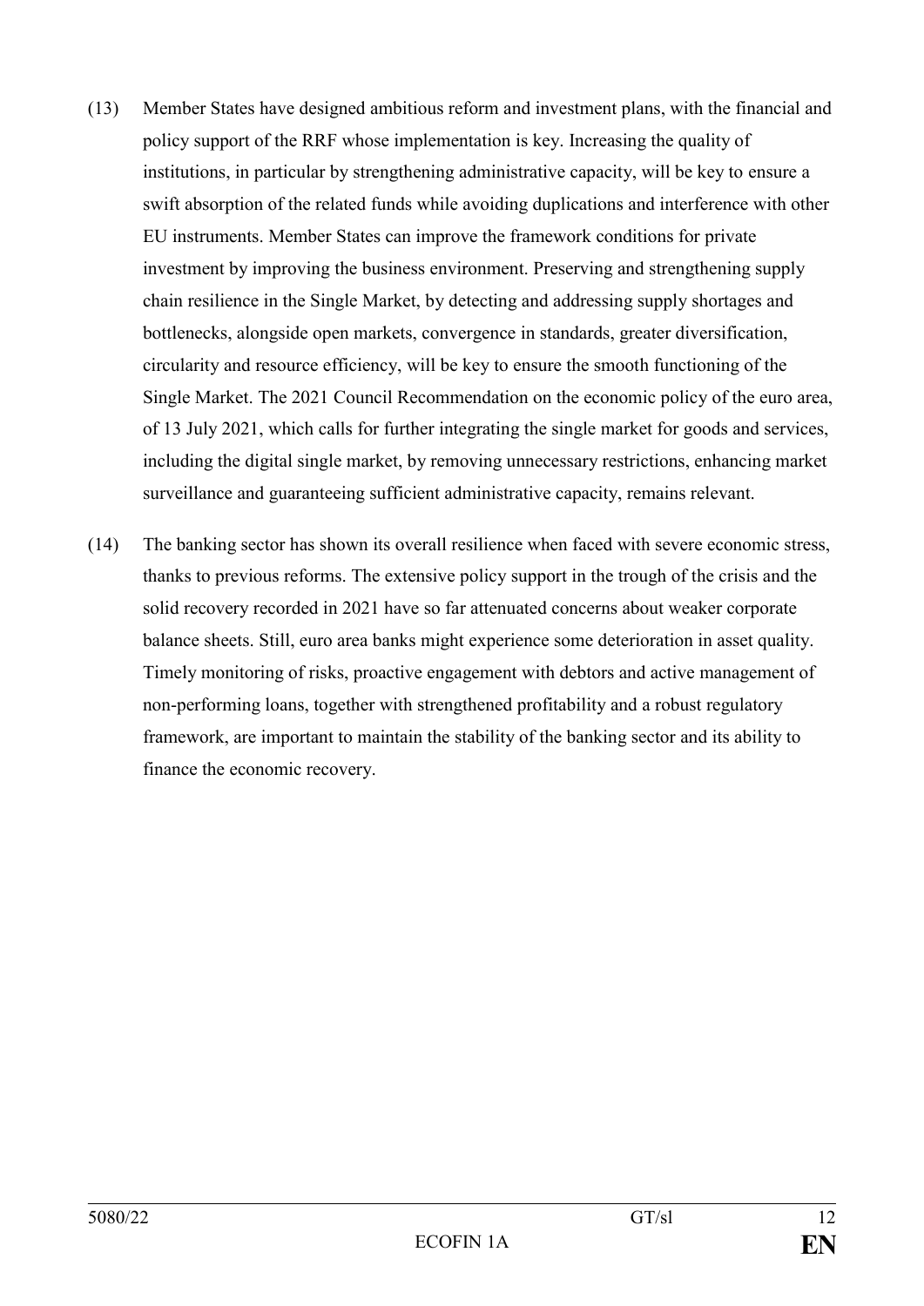(13) Member States have designed ambitious reform and investment plans, with the financial and policy support of the RRF whose implementation is key. Increasing the quality of institutions, in particular by strengthening administrative capacity, will be key to ensure a swift absorption of the related funds while avoiding duplications and interference with other EU instruments. Member States can improve the framework conditions for private investment by improving the business environment. Preserving and strengthening supply chain resilience in the Single Market, by detecting and addressing supply shortages and bottlenecks, alongside open markets, convergence in standards, greater diversification, circularity and resource efficiency, will be key to ensure the smooth functioning of the Single Market. The 2021 Council Recommendation on the economic policy of the euro area, of 13 July 2021, which calls for further integrating the single market for goods and services, including the digital single market, by removing unnecessary restrictions, enhancing market surveillance and guaranteeing sufficient administrative capacity, remains relevant.

(14) The banking sector has shown its overall resilience when faced with severe economic stress, thanks to previous reforms. The extensive policy support in the trough of the crisis and the solid recovery recorded in 2021 have so far attenuated concerns about weaker corporate balance sheets. Still, euro area banks might experience some deterioration in asset quality. Timely monitoring of risks, proactive engagement with debtors and active management of non-performing loans, together with strengthened profitability and a robust regulatory framework, are important to maintain the stability of the banking sector and its ability to finance the economic recovery.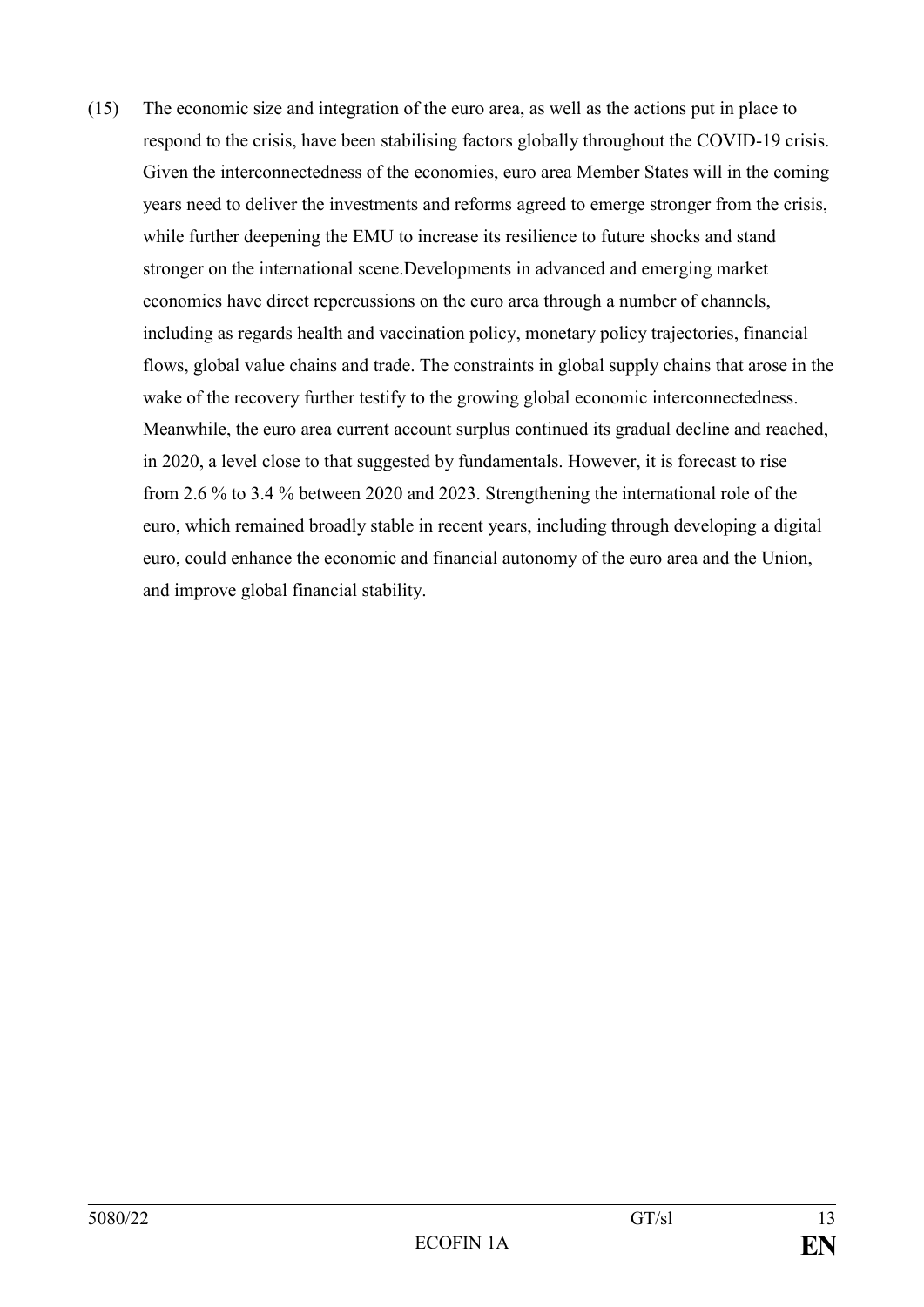(15) The economic size and integration of the euro area, as well as the actions put in place to respond to the crisis, have been stabilising factors globally throughout the COVID-19 crisis. Given the interconnectedness of the economies, euro area Member States will in the coming years need to deliver the investments and reforms agreed to emerge stronger from the crisis, while further deepening the EMU to increase its resilience to future shocks and stand stronger on the international scene.Developments in advanced and emerging market economies have direct repercussions on the euro area through a number of channels, including as regards health and vaccination policy, monetary policy trajectories, financial flows, global value chains and trade. The constraints in global supply chains that arose in the wake of the recovery further testify to the growing global economic interconnectedness. Meanwhile, the euro area current account surplus continued its gradual decline and reached, in 2020, a level close to that suggested by fundamentals. However, it is forecast to rise from 2.6 % to 3.4 % between 2020 and 2023. Strengthening the international role of the euro, which remained broadly stable in recent years, including through developing a digital euro, could enhance the economic and financial autonomy of the euro area and the Union, and improve global financial stability.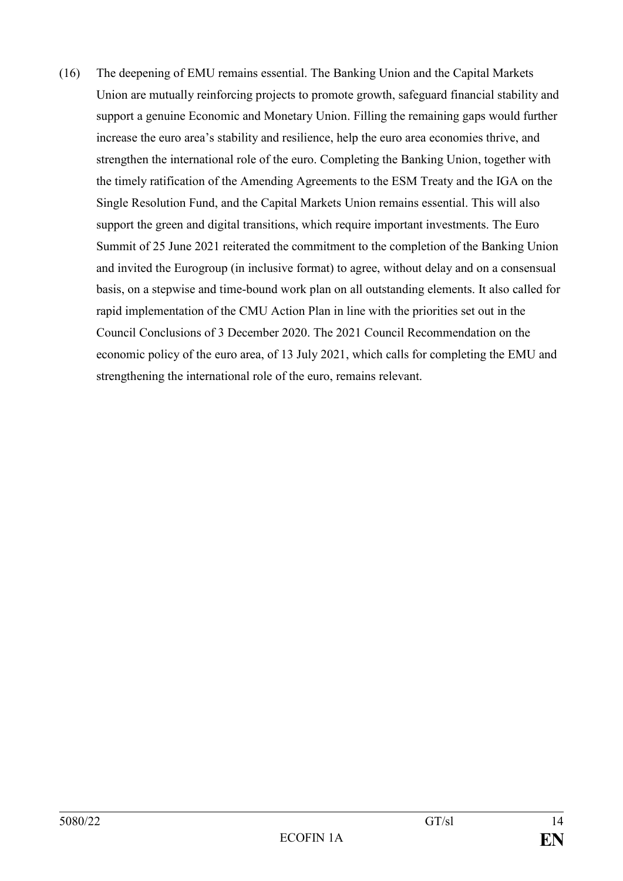(16) The deepening of EMU remains essential. The Banking Union and the Capital Markets Union are mutually reinforcing projects to promote growth, safeguard financial stability and support a genuine Economic and Monetary Union. Filling the remaining gaps would further increase the euro area's stability and resilience, help the euro area economies thrive, and strengthen the international role of the euro. Completing the Banking Union, together with the timely ratification of the Amending Agreements to the ESM Treaty and the IGA on the Single Resolution Fund, and the Capital Markets Union remains essential. This will also support the green and digital transitions, which require important investments. The Euro Summit of 25 June 2021 reiterated the commitment to the completion of the Banking Union and invited the Eurogroup (in inclusive format) to agree, without delay and on a consensual basis, on a stepwise and time-bound work plan on all outstanding elements. It also called for rapid implementation of the CMU Action Plan in line with the priorities set out in the Council Conclusions of 3 December 2020. The 2021 Council Recommendation on the economic policy of the euro area, of 13 July 2021, which calls for completing the EMU and strengthening the international role of the euro, remains relevant.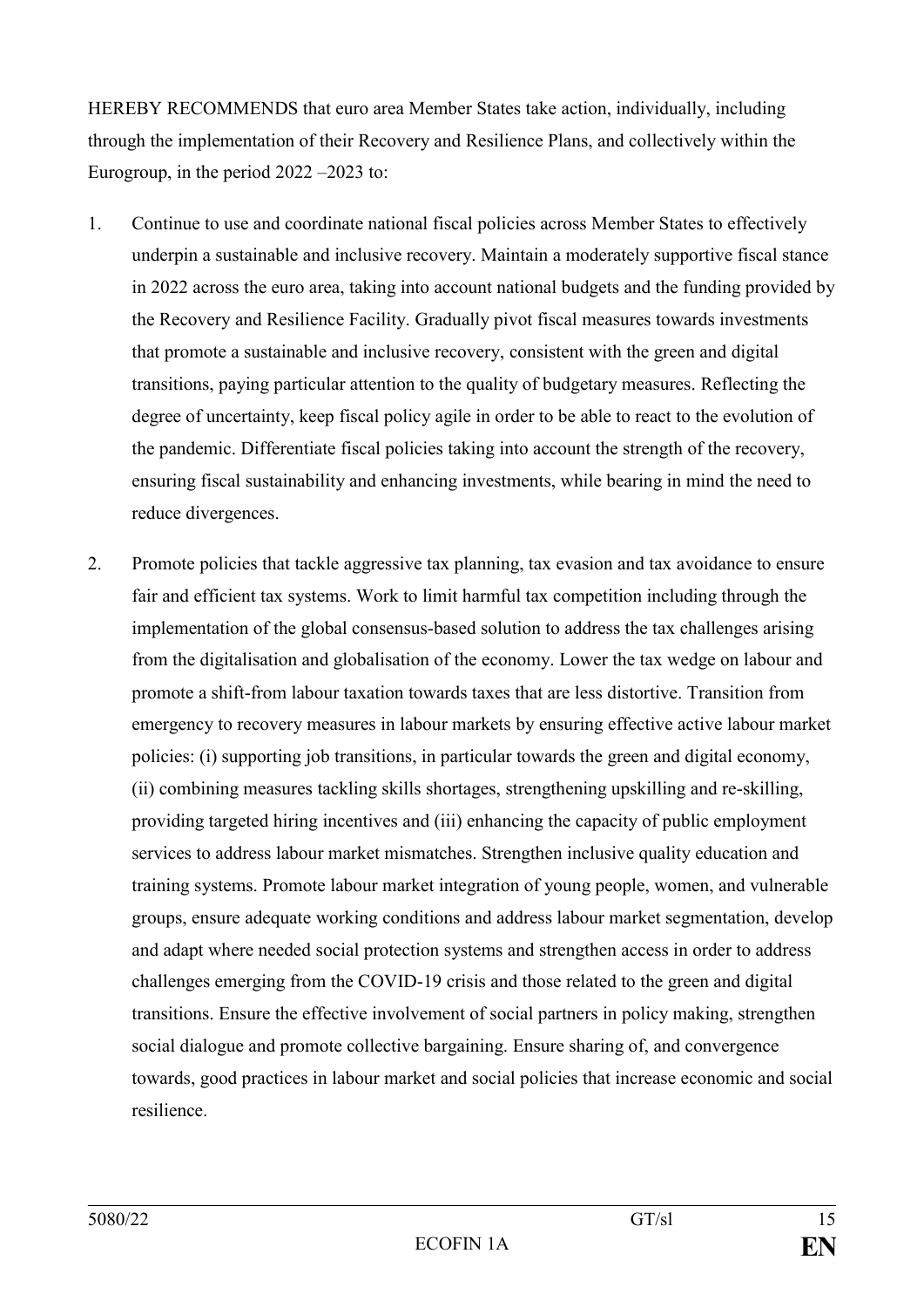HEREBY RECOMMENDS that euro area Member States take action, individually, including through the implementation of their Recovery and Resilience Plans, and collectively within the Eurogroup, in the period 2022 –2023 to:

1. Continue to use and coordinate national fiscal policies across Member States to effectively underpin a sustainable and inclusive recovery. Maintain a moderately supportive fiscal stance in 2022 across the euro area, taking into account national budgets and the funding provided by the Recovery and Resilience Facility. Gradually pivot fiscal measures towards investments that promote a sustainable and inclusive recovery, consistent with the green and digital transitions, paying particular attention to the quality of budgetary measures. Reflecting the degree of uncertainty, keep fiscal policy agile in order to be able to react to the evolution of the pandemic. Differentiate fiscal policies taking into account the strength of the recovery, ensuring fiscal sustainability and enhancing investments, while bearing in mind the need to reduce divergences.

2. Promote policies that tackle aggressive tax planning, tax evasion and tax avoidance to ensure fair and efficient tax systems. Work to limit harmful tax competition including through the implementation of the global consensus-based solution to address the tax challenges arising from the digitalisation and globalisation of the economy. Lower the tax wedge on labour and promote a shift-from labour taxation towards taxes that are less distortive. Transition from emergency to recovery measures in labour markets by ensuring effective active labour market policies: (i) supporting job transitions, in particular towards the green and digital economy, (ii) combining measures tackling skills shortages, strengthening upskilling and re-skilling, providing targeted hiring incentives and (iii) enhancing the capacity of public employment services to address labour market mismatches. Strengthen inclusive quality education and training systems. Promote labour market integration of young people, women, and vulnerable groups, ensure adequate working conditions and address labour market segmentation, develop and adapt where needed social protection systems and strengthen access in order to address challenges emerging from the COVID-19 crisis and those related to the green and digital transitions. Ensure the effective involvement of social partners in policy making, strengthen social dialogue and promote collective bargaining. Ensure sharing of, and convergence towards, good practices in labour market and social policies that increase economic and social resilience.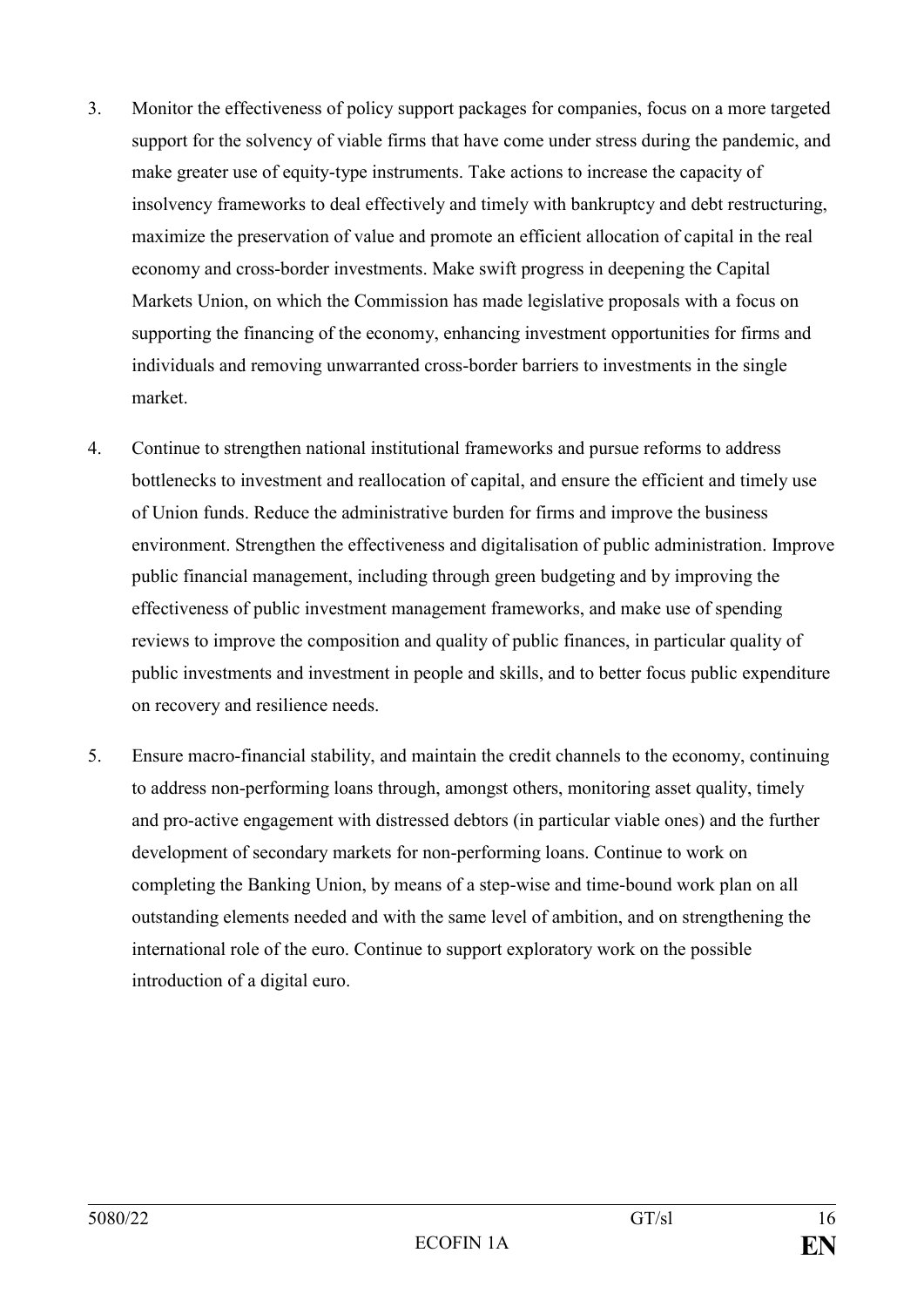3. Monitor the effectiveness of policy support packages for companies, focus on a more targeted support for the solvency of viable firms that have come under stress during the pandemic, and make greater use of equity-type instruments. Take actions to increase the capacity of insolvency frameworks to deal effectively and timely with bankruptcy and debt restructuring, maximize the preservation of value and promote an efficient allocation of capital in the real economy and cross-border investments. Make swift progress in deepening the Capital Markets Union, on which the Commission has made legislative proposals with a focus on supporting the financing of the economy, enhancing investment opportunities for firms and individuals and removing unwarranted cross-border barriers to investments in the single market.

4. Continue to strengthen national institutional frameworks and pursue reforms to address bottlenecks to investment and reallocation of capital, and ensure the efficient and timely use of Union funds. Reduce the administrative burden for firms and improve the business environment. Strengthen the effectiveness and digitalisation of public administration. Improve public financial management, including through green budgeting and by improving the effectiveness of public investment management frameworks, and make use of spending reviews to improve the composition and quality of public finances, in particular quality of public investments and investment in people and skills, and to better focus public expenditure on recovery and resilience needs.

5. Ensure macro-financial stability, and maintain the credit channels to the economy, continuing to address non-performing loans through, amongst others, monitoring asset quality, timely and pro-active engagement with distressed debtors (in particular viable ones) and the further development of secondary markets for non-performing loans. Continue to work on completing the Banking Union, by means of a step-wise and time-bound work plan on all outstanding elements needed and with the same level of ambition, and on strengthening the international role of the euro. Continue to support exploratory work on the possible introduction of a digital euro.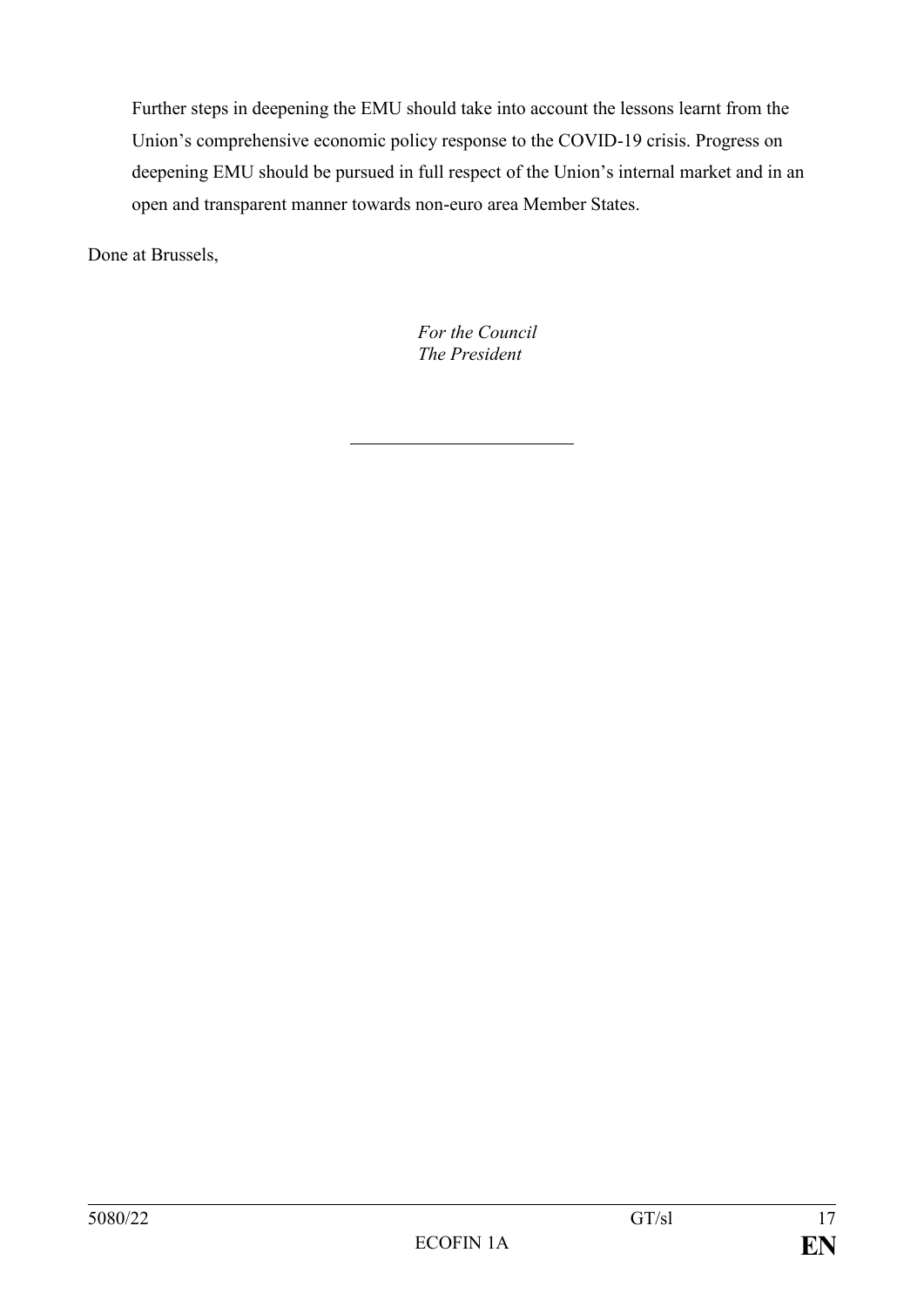Further steps in deepening the EMU should take into account the lessons learnt from the Union's comprehensive economic policy response to the COVID-19 crisis. Progress on deepening EMU should be pursued in full respect of the Union's internal market and in an open and transparent manner towards non-euro area Member States.

Done at Brussels,

*For the Council*
*The President*